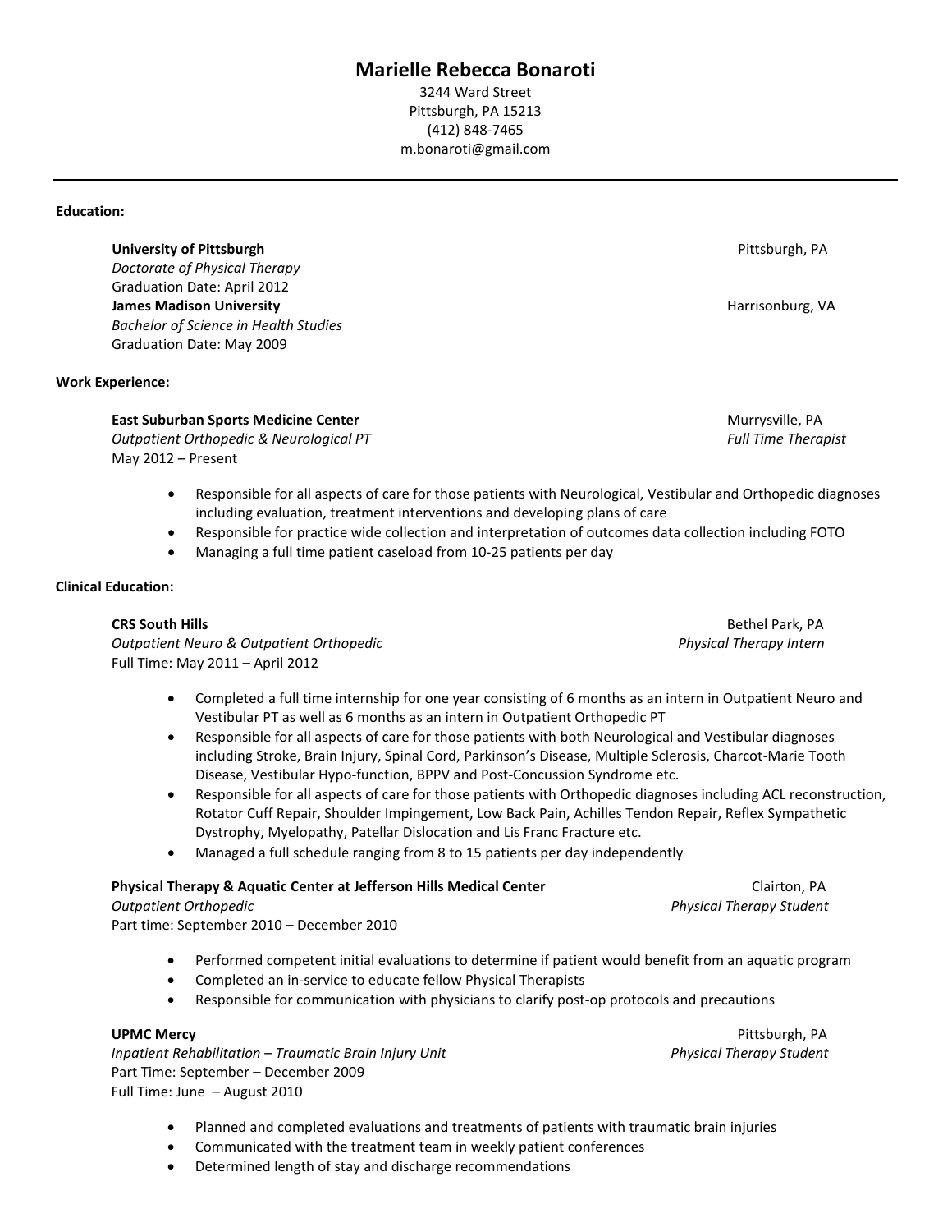# Marielle Rebecca Bonaroti

3244 Ward Street
Pittsburgh, PA 15213
(412) 848-7465
m.bonaroti@gmail.com

---

**Education:**

**University of Pittsburgh** — Pittsburgh, PA
*Doctorate of Physical Therapy*
Graduation Date: April 2012

**James Madison University** — Harrisonburg, VA
*Bachelor of Science in Health Studies*
Graduation Date: May 2009

**Work Experience:**

**East Suburban Sports Medicine Center** — Murrysville, PA
*Outpatient Orthopedic & Neurological PT* — *Full Time Therapist*
May 2012 – Present

- Responsible for all aspects of care for those patients with Neurological, Vestibular and Orthopedic diagnoses including evaluation, treatment interventions and developing plans of care
- Responsible for practice wide collection and interpretation of outcomes data collection including FOTO
- Managing a full time patient caseload from 10-25 patients per day

**Clinical Education:**

**CRS South Hills** — Bethel Park, PA
*Outpatient Neuro & Outpatient Orthopedic* — *Physical Therapy Intern*
Full Time: May 2011 – April 2012

- Completed a full time internship for one year consisting of 6 months as an intern in Outpatient Neuro and Vestibular PT as well as 6 months as an intern in Outpatient Orthopedic PT
- Responsible for all aspects of care for those patients with both Neurological and Vestibular diagnoses including Stroke, Brain Injury, Spinal Cord, Parkinson's Disease, Multiple Sclerosis, Charcot-Marie Tooth Disease, Vestibular Hypo-function, BPPV and Post-Concussion Syndrome etc.
- Responsible for all aspects of care for those patients with Orthopedic diagnoses including ACL reconstruction, Rotator Cuff Repair, Shoulder Impingement, Low Back Pain, Achilles Tendon Repair, Reflex Sympathetic Dystrophy, Myelopathy, Patellar Dislocation and Lis Franc Fracture etc.
- Managed a full schedule ranging from 8 to 15 patients per day independently

**Physical Therapy & Aquatic Center at Jefferson Hills Medical Center** — Clairton, PA
*Outpatient Orthopedic* — *Physical Therapy Student*
Part time: September 2010 – December 2010

- Performed competent initial evaluations to determine if patient would benefit from an aquatic program
- Completed an in-service to educate fellow Physical Therapists
- Responsible for communication with physicians to clarify post-op protocols and precautions

**UPMC Mercy** — Pittsburgh, PA
*Inpatient Rehabilitation – Traumatic Brain Injury Unit* — *Physical Therapy Student*
Part Time: September – December 2009
Full Time: June – August 2010

- Planned and completed evaluations and treatments of patients with traumatic brain injuries
- Communicated with the treatment team in weekly patient conferences
- Determined length of stay and discharge recommendations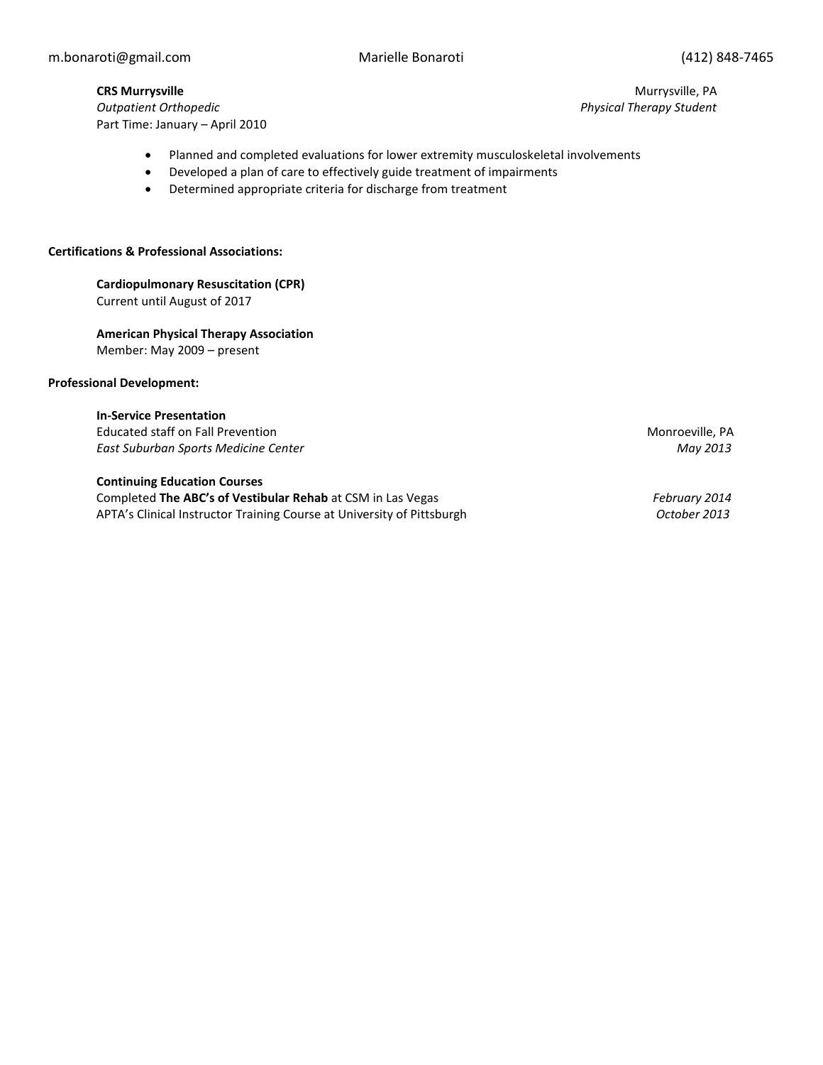**CRS Murrysville** Murrysville, PA
*Outpatient Orthopedic* *Physical Therapy Student*
Part Time: January – April 2010

- Planned and completed evaluations for lower extremity musculoskeletal involvements
- Developed a plan of care to effectively guide treatment of impairments
- Determined appropriate criteria for discharge from treatment

**Certifications & Professional Associations:**

**Cardiopulmonary Resuscitation (CPR)**
Current until August of 2017

**American Physical Therapy Association**
Member: May 2009 – present

**Professional Development:**

**In-Service Presentation**
Educated staff on Fall Prevention Monroeville, PA
*East Suburban Sports Medicine Center* *May 2013*

**Continuing Education Courses**
Completed **The ABC's of Vestibular Rehab** at CSM in Las Vegas *February 2014*
APTA's Clinical Instructor Training Course at University of Pittsburgh *October 2013*